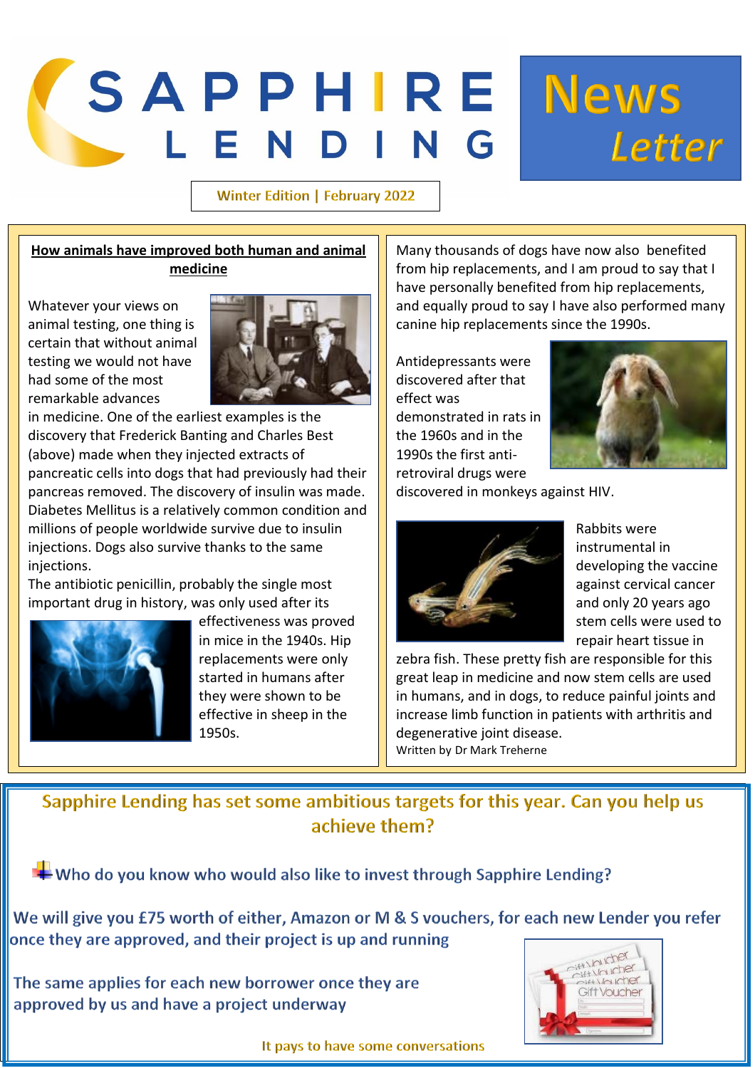# SAPPHIRE LENDING

# News Letter

Winter Edition | February 2022

## How animals have improved both human and animal medicine

Whatever your views on animal testing, one thing is certain that without animal testing we would not have had some of the most remarkable advances in medicine. One of the earliest examples is the discovery that Frederick Banting and Charles Best (above) made when they injected extracts of pancreatic cells into dogs that had previously had their pancreas removed. The discovery of insulin was made. Diabetes Mellitus is a relatively common condition and millions of people worldwide survive due to insulin injections. Dogs also survive thanks to the same injections.

The antibiotic penicillin, probably the single most important drug in history, was only used after its effectiveness was proved in mice in the 1940s. Hip replacements were only started in humans after they were shown to be effective in sheep in the 1950s.

Many thousands of dogs have now also benefited from hip replacements, and I am proud to say that I have personally benefited from hip replacements, and equally proud to say I have also performed many canine hip replacements since the 1990s.

Antidepressants were discovered after that effect was demonstrated in rats in the 1960s and in the 1990s the first anti-retroviral drugs were discovered in monkeys against HIV.

Rabbits were instrumental in developing the vaccine against cervical cancer and only 20 years ago stem cells were used to repair heart tissue in zebra fish. These pretty fish are responsible for this great leap in medicine and now stem cells are used in humans, and in dogs, to reduce painful joints and increase limb function in patients with arthritis and degenerative joint disease.

Written by Dr Mark Treherne

## Sapphire Lending has set some ambitious targets for this year. Can you help us achieve them?

Who do you know who would also like to invest through Sapphire Lending?

We will give you £75 worth of either, Amazon or M & S vouchers, for each new Lender you refer once they are approved, and their project is up and running

The same applies for each new borrower once they are approved by us and have a project underway

It pays to have some conversations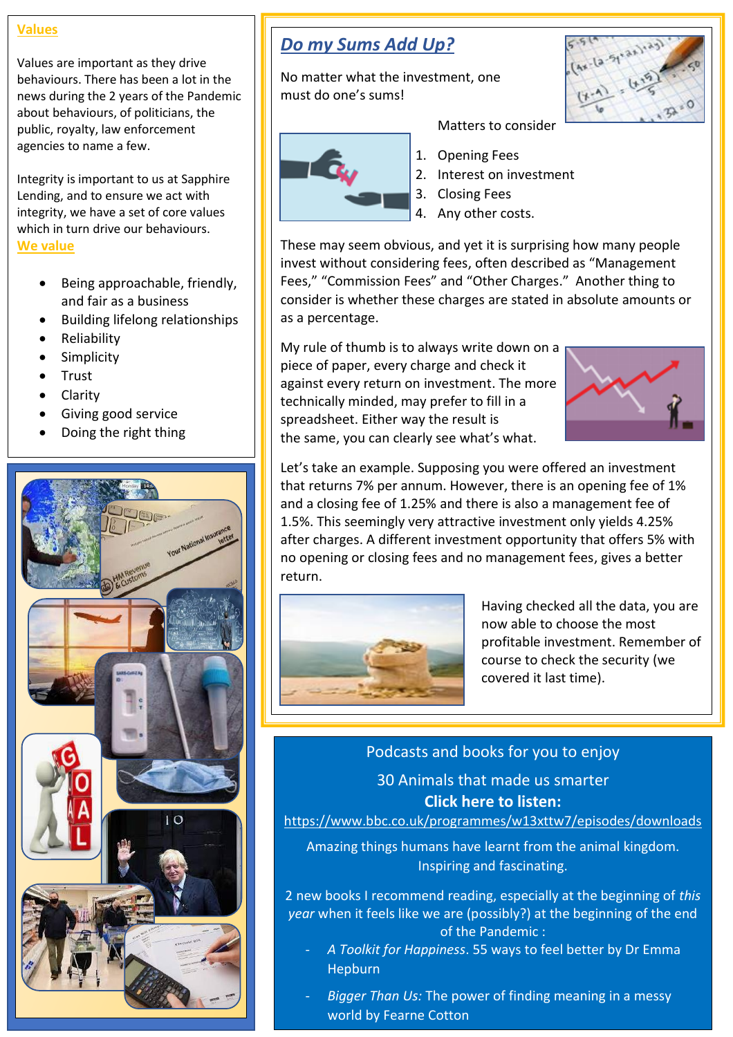## Values

Values are important as they drive behaviours. There has been a lot in the news during the 2 years of the Pandemic about behaviours, of politicians, the public, royalty, law enforcement agencies to name a few.

Integrity is important to us at Sapphire Lending, and to ensure we act with integrity, we have a set of core values which in turn drive our behaviours.

**We value**

- Being approachable, friendly, and fair as a business
- Building lifelong relationships
- Reliability
- Simplicity
- Trust
- Clarity
- Giving good service
- Doing the right thing

## *Do my Sums Add Up?*

No matter what the investment, one must do one's sums!

Matters to consider

1. Opening Fees
2. Interest on investment
3. Closing Fees
4. Any other costs.

These may seem obvious, and yet it is surprising how many people invest without considering fees, often described as "Management Fees," "Commission Fees" and "Other Charges." Another thing to consider is whether these charges are stated in absolute amounts or as a percentage.

My rule of thumb is to always write down on a piece of paper, every charge and check it against every return on investment. The more technically minded, may prefer to fill in a spreadsheet. Either way the result is the same, you can clearly see what's what.

Let's take an example. Supposing you were offered an investment that returns 7% per annum. However, there is an opening fee of 1% and a closing fee of 1.25% and there is also a management fee of 1.5%. This seemingly very attractive investment only yields 4.25% after charges. A different investment opportunity that offers 5% with no opening or closing fees and no management fees, gives a better return.

Having checked all the data, you are now able to choose the most profitable investment. Remember of course to check the security (we covered it last time).

Podcasts and books for you to enjoy

30 Animals that made us smarter

**Click here to listen:**

https://www.bbc.co.uk/programmes/w13xttw7/episodes/downloads

Amazing things humans have learnt from the animal kingdom. Inspiring and fascinating.

2 new books I recommend reading, especially at the beginning of *this year* when it feels like we are (possibly?) at the beginning of the end of the Pandemic :

- *A Toolkit for Happiness*. 55 ways to feel better by Dr Emma Hepburn
- *Bigger Than Us:* The power of finding meaning in a messy world by Fearne Cotton